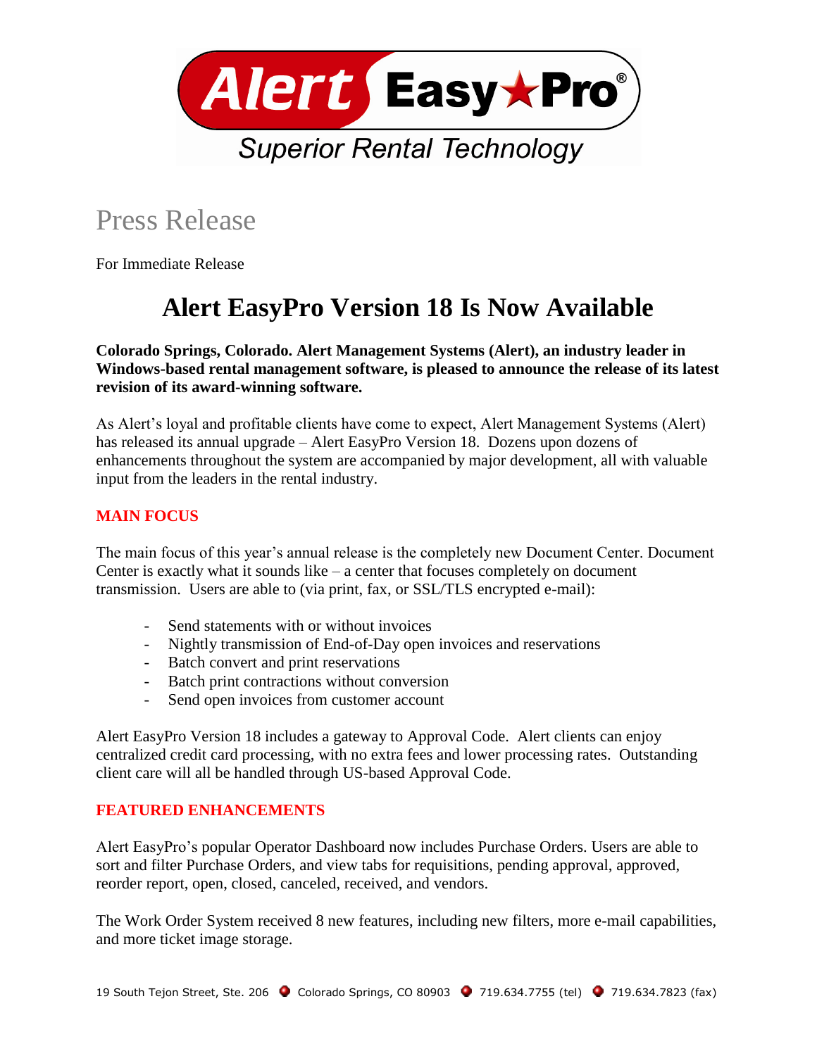Alert Easy★Pro®

Superior Rental Technology

# Press Release

For Immediate Release

## Alert EasyPro Version 18 Is Now Available

**Colorado Springs, Colorado. Alert Management Systems (Alert), an industry leader in Windows-based rental management software, is pleased to announce the release of its latest revision of its award-winning software.**

As Alert's loyal and profitable clients have come to expect, Alert Management Systems (Alert) has released its annual upgrade – Alert EasyPro Version 18. Dozens upon dozens of enhancements throughout the system are accompanied by major development, all with valuable input from the leaders in the rental industry.

### MAIN FOCUS

The main focus of this year's annual release is the completely new Document Center. Document Center is exactly what it sounds like – a center that focuses completely on document transmission. Users are able to (via print, fax, or SSL/TLS encrypted e-mail):

- Send statements with or without invoices
- Nightly transmission of End-of-Day open invoices and reservations
- Batch convert and print reservations
- Batch print contractions without conversion
- Send open invoices from customer account

Alert EasyPro Version 18 includes a gateway to Approval Code. Alert clients can enjoy centralized credit card processing, with no extra fees and lower processing rates. Outstanding client care will all be handled through US-based Approval Code.

### FEATURED ENHANCEMENTS

Alert EasyPro's popular Operator Dashboard now includes Purchase Orders. Users are able to sort and filter Purchase Orders, and view tabs for requisitions, pending approval, approved, reorder report, open, closed, canceled, received, and vendors.

The Work Order System received 8 new features, including new filters, more e-mail capabilities, and more ticket image storage.

19 South Tejon Street, Ste. 206 • Colorado Springs, CO 80903 • 719.634.7755 (tel) • 719.634.7823 (fax)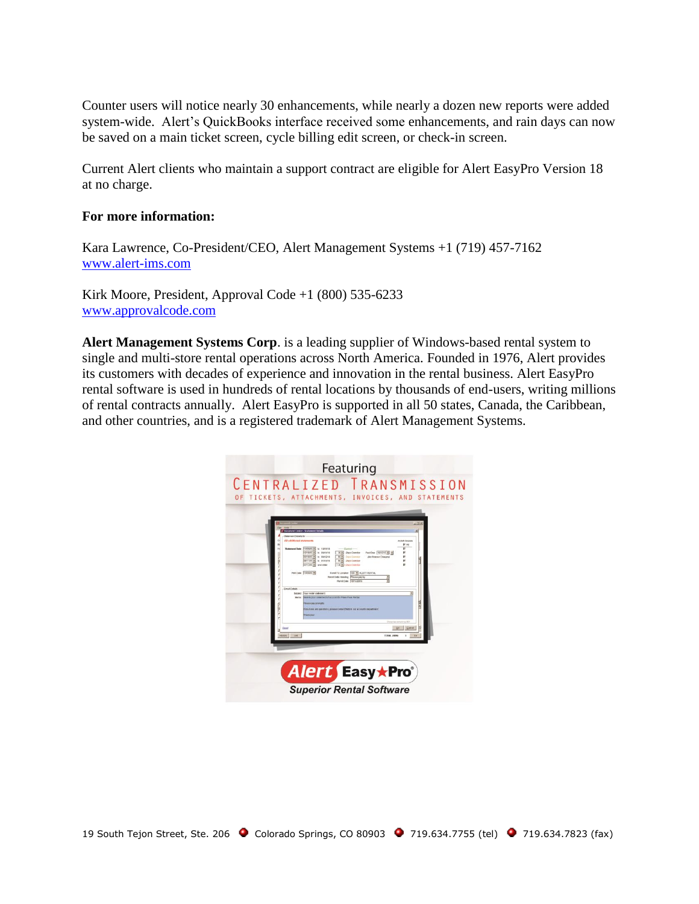Counter users will notice nearly 30 enhancements, while nearly a dozen new reports were added system-wide. Alert's QuickBooks interface received some enhancements, and rain days can now be saved on a main ticket screen, cycle billing edit screen, or check-in screen.

Current Alert clients who maintain a support contract are eligible for Alert EasyPro Version 18 at no charge.

**For more information:**

Kara Lawrence, Co-President/CEO, Alert Management Systems +1 (719) 457-7162
www.alert-ims.com

Kirk Moore, President, Approval Code +1 (800) 535-6233
www.approvalcode.com

**Alert Management Systems Corp**. is a leading supplier of Windows-based rental system to single and multi-store rental operations across North America. Founded in 1976, Alert provides its customers with decades of experience and innovation in the rental business. Alert EasyPro rental software is used in hundreds of rental locations by thousands of end-users, writing millions of rental contracts annually. Alert EasyPro is supported in all 50 states, Canada, the Caribbean, and other countries, and is a registered trademark of Alert Management Systems.

Featuring
CENTRALIZED TRANSMISSION
OF TICKETS, ATTACHMENTS, INVOICES, AND STATEMENTS

Alert Easy★Pro®
Superior Rental Software

19 South Tejon Street, Ste. 206 • Colorado Springs, CO 80903 • 719.634.7755 (tel) • 719.634.7823 (fax)